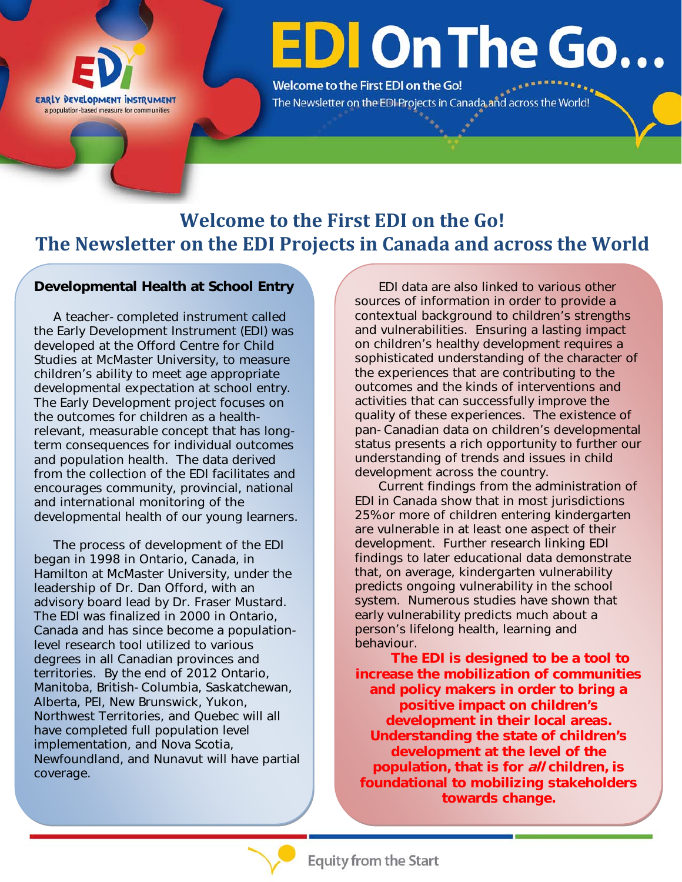# EDI On The Go...

Welcome to the First EDI on the Go!
The Newsletter on the EDI Projects in Canada and across the World!

EARLY DEVELOPMENT INSTRUMENT
a population-based measure for communities

## Welcome to the First EDI on the Go!
## The Newsletter on the EDI Projects in Canada and across the World

### Developmental Health at School Entry

A teacher- completed instrument called the Early Development Instrument (EDI) was developed at the Offord Centre for Child Studies at McMaster University, to measure children's ability to meet age appropriate developmental expectation at school entry. The Early Development project focuses on the outcomes for children as a health-relevant, measurable concept that has long-term consequences for individual outcomes and population health. The data derived from the collection of the EDI facilitates and encourages community, provincial, national and international monitoring of the developmental health of our young learners.

The process of development of the EDI began in 1998 in Ontario, Canada, in Hamilton at McMaster University, under the leadership of Dr. Dan Offord, with an advisory board lead by Dr. Fraser Mustard. The EDI was finalized in 2000 in Ontario, Canada and has since become a population-level research tool utilized to various degrees in all Canadian provinces and territories. By the end of 2012 Ontario, Manitoba, British- Columbia, Saskatchewan, Alberta, PEI, New Brunswick, Yukon, Northwest Territories, and Quebec will all have completed full population level implementation, and Nova Scotia, Newfoundland, and Nunavut will have partial coverage.

EDI data are also linked to various other sources of information in order to provide a contextual background to children's strengths and vulnerabilities. Ensuring a lasting impact on children's healthy development requires a sophisticated understanding of the character of the experiences that are contributing to the outcomes and the kinds of interventions and activities that can successfully improve the quality of these experiences. The existence of pan- Canadian data on children's developmental status presents a rich opportunity to further our understanding of trends and issues in child development across the country.

Current findings from the administration of EDI in Canada show that in most jurisdictions 25%or more of children entering kindergarten are vulnerable in at least one aspect of their development. Further research linking EDI findings to later educational data demonstrate that, on average, kindergarten vulnerability predicts ongoing vulnerability in the school system. Numerous studies have shown that early vulnerability predicts much about a person's lifelong health, learning and behaviour.

**The EDI is designed to be a tool to increase the mobilization of communities and policy makers in order to bring a positive impact on children's development in their local areas. Understanding the state of children's development at the level of the population, that is for *all* children, is foundational to mobilizing stakeholders towards change.**

Equity from the Start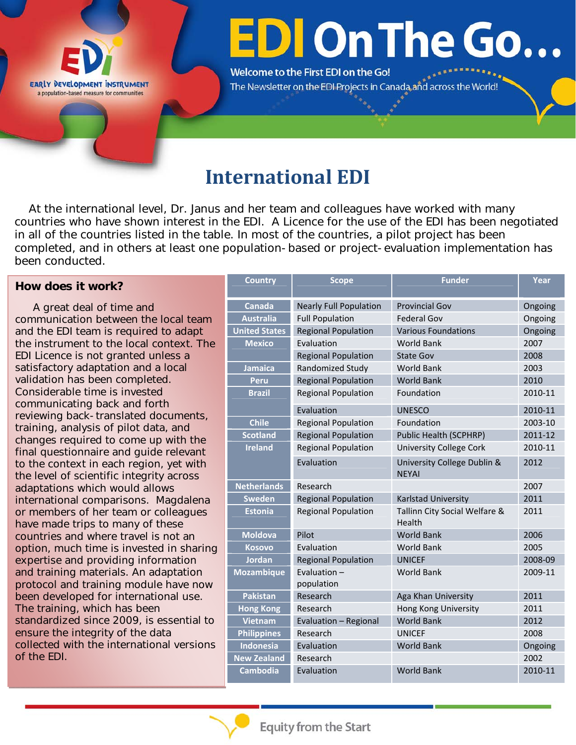# EDI On The Go...

Welcome to the First EDI on the Go!

The Newsletter on the EDI Projects in Canada and across the World!

## International EDI

At the international level, Dr. Janus and her team and colleagues have worked with many countries who have shown interest in the EDI. A Licence for the use of the EDI has been negotiated in all of the countries listed in the table. In most of the countries, a pilot project has been completed, and in others at least one population- based or project- evaluation implementation has been conducted.

### How does it work?

A great deal of time and communication between the local team and the EDI team is required to adapt the instrument to the local context. The EDI Licence is not granted unless a satisfactory adaptation and a local validation has been completed. Considerable time is invested communicating back and forth reviewing back- translated documents, training, analysis of pilot data, and changes required to come up with the final questionnaire and guide relevant to the context in each region, yet with the level of scientific integrity across adaptations which would allows international comparisons. Magdalena or members of her team or colleagues have made trips to many of these countries and where travel is not an option, much time is invested in sharing expertise and providing information and training materials. An adaptation protocol and training module have now been developed for international use. The training, which has been standardized since 2009, is essential to ensure the integrity of the data collected with the international versions of the EDI.

| Country | Scope | Funder | Year |
|---|---|---|---|
| Canada | Nearly Full Population | Provincial Gov | Ongoing |
| Australia | Full Population | Federal Gov | Ongoing |
| United States | Regional Population | Various Foundations | Ongoing |
| Mexico | Evaluation | World Bank | 2007 |
| | Regional Population | State Gov | 2008 |
| Jamaica | Randomized Study | World Bank | 2003 |
| Peru | Regional Population | World Bank | 2010 |
| Brazil | Regional Population | Foundation | 2010-11 |
| | Evaluation | UNESCO | 2010-11 |
| Chile | Regional Population | Foundation | 2003-10 |
| Scotland | Regional Population | Public Health (SCPHRP) | 2011-12 |
| Ireland | Regional Population | University College Cork | 2010-11 |
| | Evaluation | University College Dublin & NEYAI | 2012 |
| Netherlands | Research | | 2007 |
| Sweden | Regional Population | Karlstad University | 2011 |
| Estonia | Regional Population | Tallinn City Social Welfare & Health | 2011 |
| Moldova | Pilot | World Bank | 2006 |
| Kosovo | Evaluation | World Bank | 2005 |
| Jordan | Regional Population | UNICEF | 2008-09 |
| Mozambique | Evaluation – population | World Bank | 2009-11 |
| Pakistan | Research | Aga Khan University | 2011 |
| Hong Kong | Research | Hong Kong University | 2011 |
| Vietnam | Evaluation – Regional | World Bank | 2012 |
| Philippines | Research | UNICEF | 2008 |
| Indonesia | Evaluation | World Bank | Ongoing |
| New Zealand | Research | | 2002 |
| Cambodia | Evaluation | World Bank | 2010-11 |

Equity from the Start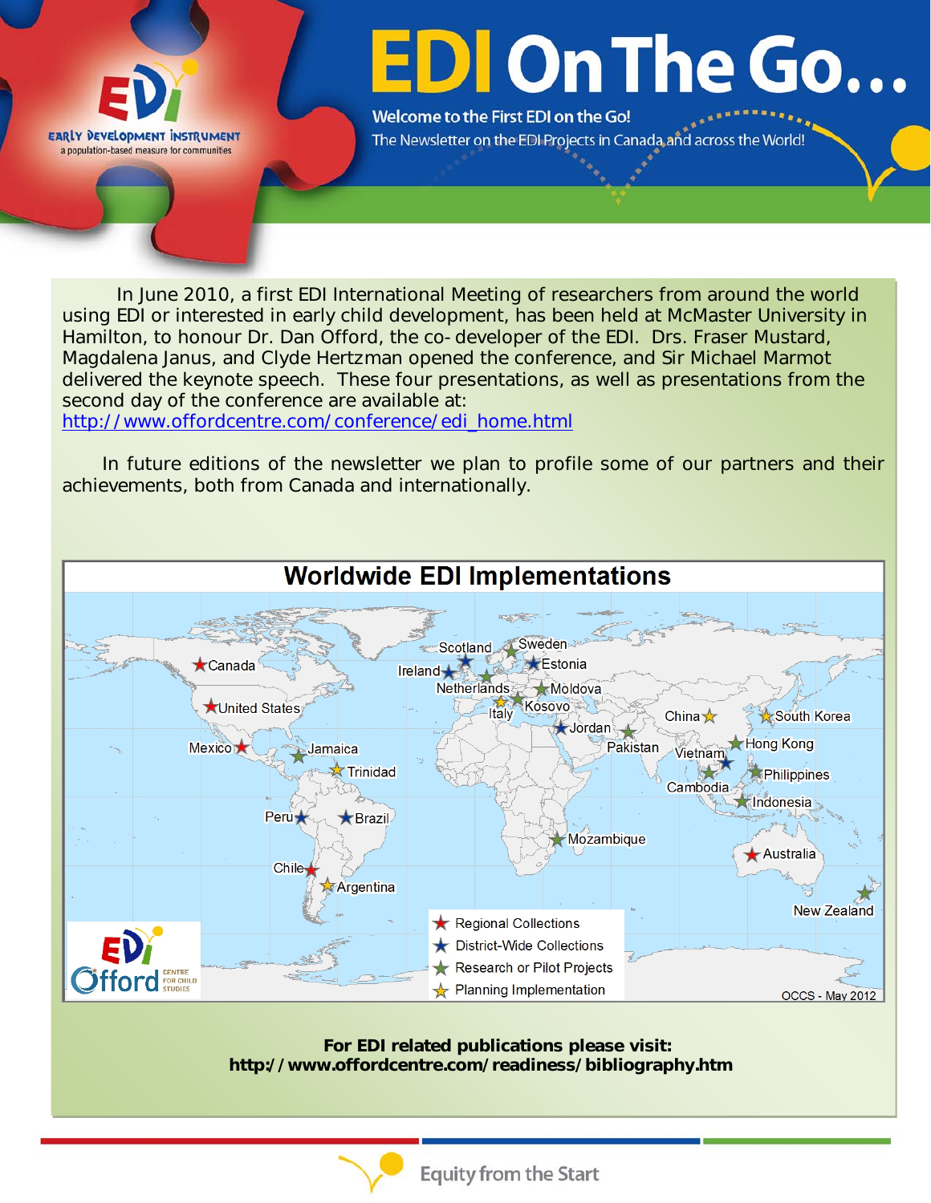# EDI On The Go...

**Welcome to the First EDI on the Go!**

The Newsletter on the EDI Projects in Canada and across the World!

EARLY DEVELOPMENT INSTRUMENT
a population-based measure for communities

In June 2010, a first EDI International Meeting of researchers from around the world using EDI or interested in early child development, has been held at McMaster University in Hamilton, to honour Dr. Dan Offord, the co- developer of the EDI. Drs. Fraser Mustard, Magdalena Janus, and Clyde Hertzman opened the conference, and Sir Michael Marmot delivered the keynote speech. These four presentations, as well as presentations from the second day of the conference are available at: http://www.offordcentre.com/conference/edi_home.html

In future editions of the newsletter we plan to profile some of our partners and their achievements, both from Canada and internationally.

## Worldwide EDI Implementations

- Regional Collections
- District-Wide Collections
- Research or Pilot Projects
- Planning Implementation

Canada, United States, Mexico, Jamaica, Trinidad, Peru, Brazil, Chile, Argentina, Scotland, Ireland, Netherlands, Sweden, Estonia, Moldova, Kosovo, Italy, Jordan, Pakistan, Mozambique, China, South Korea, Hong Kong, Vietnam, Cambodia, Philippines, Indonesia, Australia, New Zealand

OCCS - May 2012

**For EDI related publications please visit: http://www.offordcentre.com/readiness/bibliography.htm**

Equity from the Start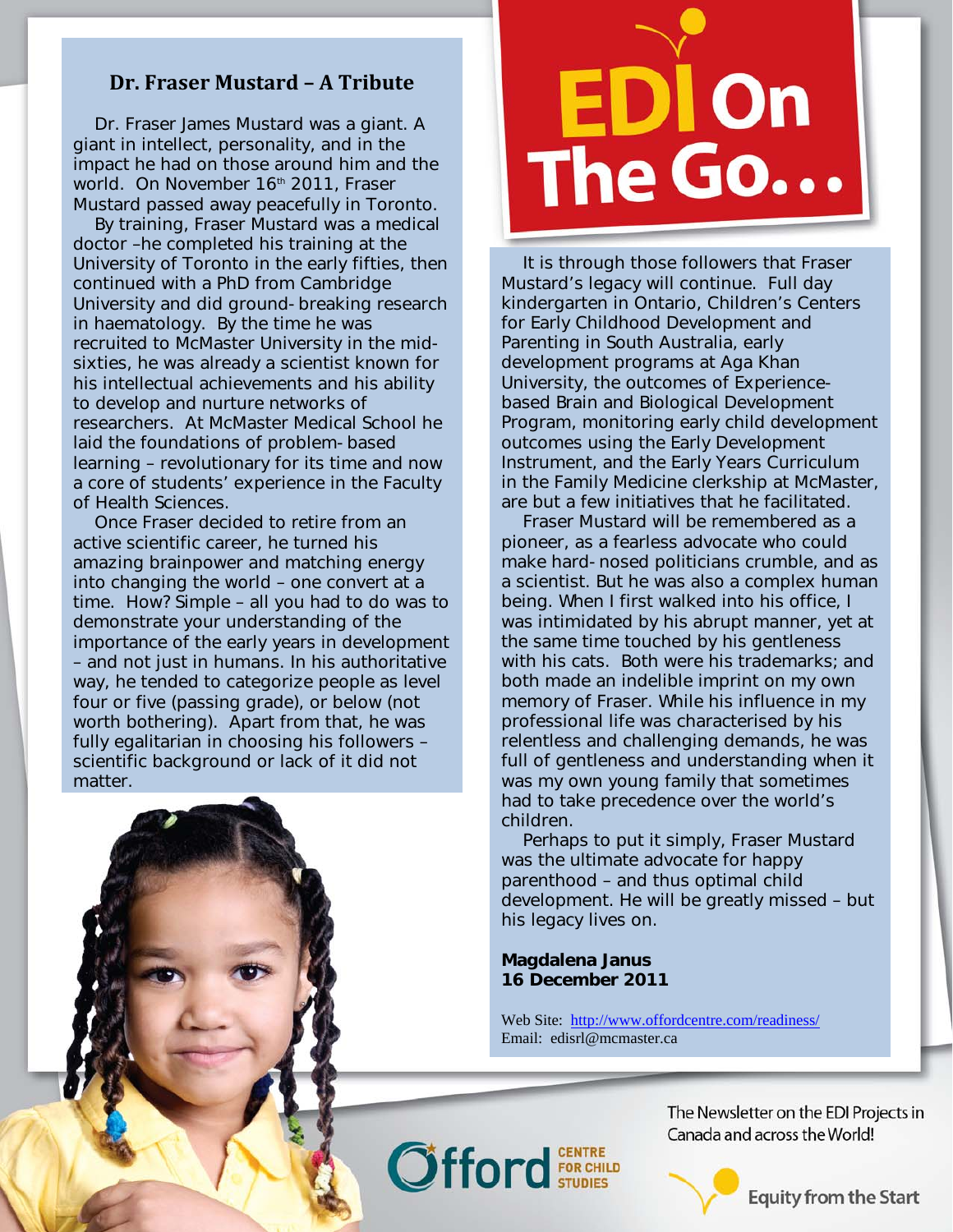## Dr. Fraser Mustard – A Tribute

Dr. Fraser James Mustard was a giant. A giant in intellect, personality, and in the impact he had on those around him and the world. On November 16th 2011, Fraser Mustard passed away peacefully in Toronto.

By training, Fraser Mustard was a medical doctor –he completed his training at the University of Toronto in the early fifties, then continued with a PhD from Cambridge University and did ground-breaking research in haematology. By the time he was recruited to McMaster University in the mid-sixties, he was already a scientist known for his intellectual achievements and his ability to develop and nurture networks of researchers. At McMaster Medical School he laid the foundations of problem-based learning – revolutionary for its time and now a core of students' experience in the Faculty of Health Sciences.

Once Fraser decided to retire from an active scientific career, he turned his amazing brainpower and matching energy into changing the world – one convert at a time. How? Simple – all you had to do was to demonstrate your understanding of the importance of the early years in development – and not just in humans. In his authoritative way, he tended to categorize people as level four or five (passing grade), or below (not worth bothering). Apart from that, he was fully egalitarian in choosing his followers – scientific background or lack of it did not matter.

It is through those followers that Fraser Mustard's legacy will continue. Full day kindergarten in Ontario, Children's Centers for Early Childhood Development and Parenting in South Australia, early development programs at Aga Khan University, the outcomes of Experience-based Brain and Biological Development Program, monitoring early child development outcomes using the Early Development Instrument, and the Early Years Curriculum in the Family Medicine clerkship at McMaster, are but a few initiatives that he facilitated.

Fraser Mustard will be remembered as a pioneer, as a fearless advocate who could make hard-nosed politicians crumble, and as a scientist. But he was also a complex human being. When I first walked into his office, I was intimidated by his abrupt manner, yet at the same time touched by his gentleness with his cats. Both were his trademarks; and both made an indelible imprint on my own memory of Fraser. While his influence in my professional life was characterised by his relentless and challenging demands, he was full of gentleness and understanding when it was my own young family that sometimes had to take precedence over the world's children.

Perhaps to put it simply, Fraser Mustard was the ultimate advocate for happy parenthood – and thus optimal child development. He will be greatly missed – but his legacy lives on.

**Magdalena Janus**
**16 December 2011**

Web Site: http://www.offordcentre.com/readiness/
Email: edisrl@mcmaster.ca

The Newsletter on the EDI Projects in Canada and across the World!

Equity from the Start